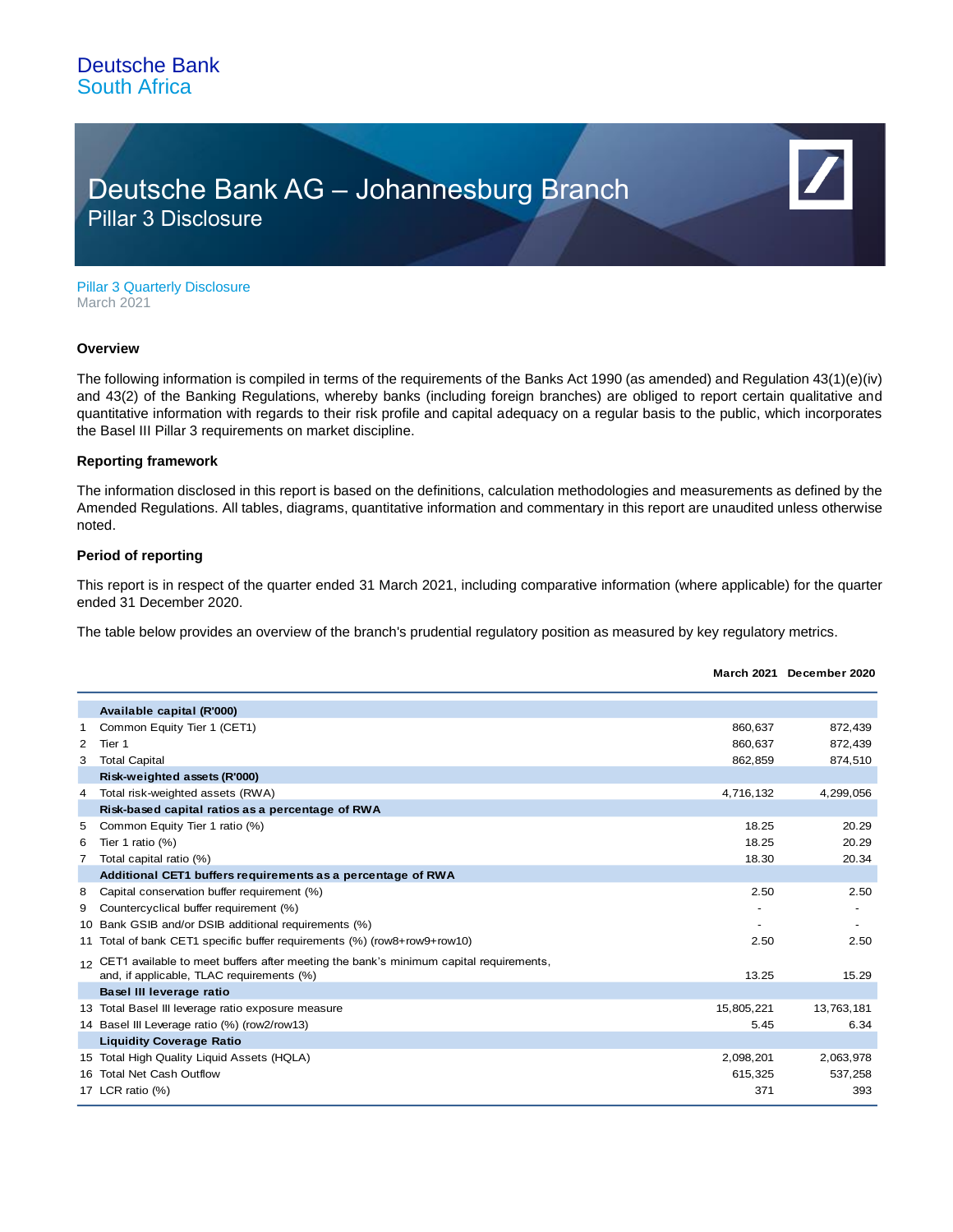Deutsche Bank
South Africa

# Deutsche Bank AG – Johannesburg Branch
## Pillar 3 Disclosure

Pillar 3 Quarterly Disclosure
March 2021

### Overview

The following information is compiled in terms of the requirements of the Banks Act 1990 (as amended) and Regulation 43(1)(e)(iv) and 43(2) of the Banking Regulations, whereby banks (including foreign branches) are obliged to report certain qualitative and quantitative information with regards to their risk profile and capital adequacy on a regular basis to the public, which incorporates the Basel III Pillar 3 requirements on market discipline.

### Reporting framework

The information disclosed in this report is based on the definitions, calculation methodologies and measurements as defined by the Amended Regulations. All tables, diagrams, quantitative information and commentary in this report are unaudited unless otherwise noted.

### Period of reporting

This report is in respect of the quarter ended 31 March 2021, including comparative information (where applicable) for the quarter ended 31 December 2020.

The table below provides an overview of the branch's prudential regulatory position as measured by key regulatory metrics.

| | | March 2021 | December 2020 |
|---|---|---|---|
| | **Available capital (R'000)** | | |
| 1 | Common Equity Tier 1 (CET1) | 860,637 | 872,439 |
| 2 | Tier 1 | 860,637 | 872,439 |
| 3 | Total Capital | 862,859 | 874,510 |
| | **Risk-weighted assets (R'000)** | | |
| 4 | Total risk-weighted assets (RWA) | 4,716,132 | 4,299,056 |
| | **Risk-based capital ratios as a percentage of RWA** | | |
| 5 | Common Equity Tier 1 ratio (%) | 18.25 | 20.29 |
| 6 | Tier 1 ratio (%) | 18.25 | 20.29 |
| 7 | Total capital ratio (%) | 18.30 | 20.34 |
| | **Additional CET1 buffers requirements as a percentage of RWA** | | |
| 8 | Capital conservation buffer requirement (%) | 2.50 | 2.50 |
| 9 | Countercyclical buffer requirement (%) | - | - |
| 10 | Bank GSIB and/or DSIB additional requirements (%) | - | - |
| 11 | Total of bank CET1 specific buffer requirements (%) (row8+row9+row10) | 2.50 | 2.50 |
| 12 | CET1 available to meet buffers after meeting the bank's minimum capital requirements, and, if applicable, TLAC requirements (%) | 13.25 | 15.29 |
| | **Basel III leverage ratio** | | |
| 13 | Total Basel III leverage ratio exposure measure | 15,805,221 | 13,763,181 |
| 14 | Basel III Leverage ratio (%) (row2/row13) | 5.45 | 6.34 |
| | **Liquidity Coverage Ratio** | | |
| 15 | Total High Quality Liquid Assets (HQLA) | 2,098,201 | 2,063,978 |
| 16 | Total Net Cash Outflow | 615,325 | 537,258 |
| 17 | LCR ratio (%) | 371 | 393 |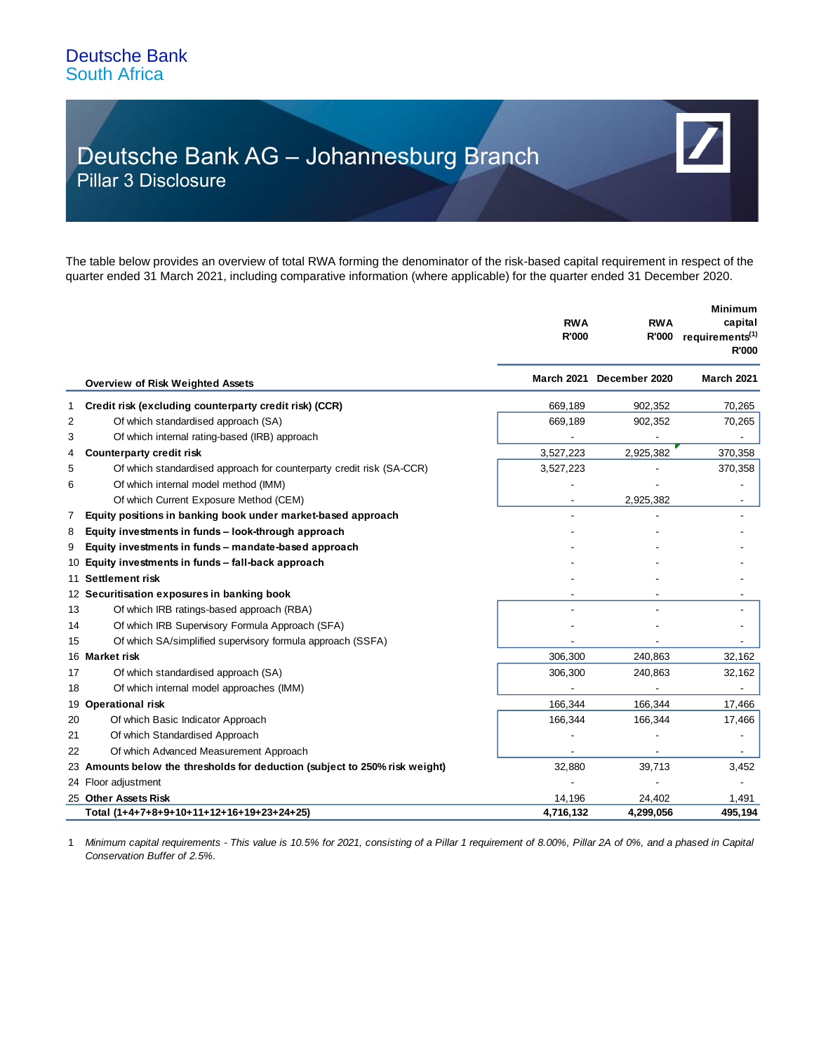Deutsche Bank
South Africa

# Deutsche Bank AG – Johannesburg Branch

## Pillar 3 Disclosure

The table below provides an overview of total RWA forming the denominator of the risk-based capital requirement in respect of the quarter ended 31 March 2021, including comparative information (where applicable) for the quarter ended 31 December 2020.

| | | RWA R'000 | RWA R'000 | Minimum capital requirements[1] R'000 |
|---|---|---|---|---|
| | **Overview of Risk Weighted Assets** | **March 2021** | **December 2020** | **March 2021** |
| 1 | **Credit risk (excluding counterparty credit risk) (CCR)** | 669,189 | 902,352 | 70,265 |
| 2 | Of which standardised approach (SA) | 669,189 | 902,352 | 70,265 |
| 3 | Of which internal rating-based (IRB) approach | - | - | - |
| 4 | **Counterparty credit risk** | 3,527,223 | 2,925,382 | 370,358 |
| 5 | Of which standardised approach for counterparty credit risk (SA-CCR) | 3,527,223 | - | 370,358 |
| 6 | Of which internal model method (IMM) | - | - | - |
| | Of which Current Exposure Method (CEM) | - | 2,925,382 | - |
| 7 | **Equity positions in banking book under market-based approach** | - | - | - |
| 8 | **Equity investments in funds – look-through approach** | - | - | - |
| 9 | **Equity investments in funds – mandate-based approach** | - | - | - |
| 10 | **Equity investments in funds – fall-back approach** | - | - | - |
| 11 | **Settlement risk** | - | - | - |
| 12 | **Securitisation exposures in banking book** | - | - | - |
| 13 | Of which IRB ratings-based approach (RBA) | - | - | - |
| 14 | Of which IRB Supervisory Formula Approach (SFA) | - | - | - |
| 15 | Of which SA/simplified supervisory formula approach (SSFA) | - | - | - |
| 16 | **Market risk** | 306,300 | 240,863 | 32,162 |
| 17 | Of which standardised approach (SA) | 306,300 | 240,863 | 32,162 |
| 18 | Of which internal model approaches (IMM) | - | - | - |
| 19 | **Operational risk** | 166,344 | 166,344 | 17,466 |
| 20 | Of which Basic Indicator Approach | 166,344 | 166,344 | 17,466 |
| 21 | Of which Standardised Approach | - | - | - |
| 22 | Of which Advanced Measurement Approach | - | - | - |
| 23 | **Amounts below the thresholds for deduction (subject to 250% risk weight)** | 32,880 | 39,713 | 3,452 |
| 24 | Floor adjustment | - | - | - |
| 25 | **Other Assets Risk** | 14,196 | 24,402 | 1,491 |
| | **Total (1+4+7+8+9+10+11+12+16+19+23+24+25)** | **4,716,132** | **4,299,056** | **495,194** |

1 *Minimum capital requirements - This value is 10.5% for 2021, consisting of a Pillar 1 requirement of 8.00%, Pillar 2A of 0%, and a phased in Capital Conservation Buffer of 2.5%.*